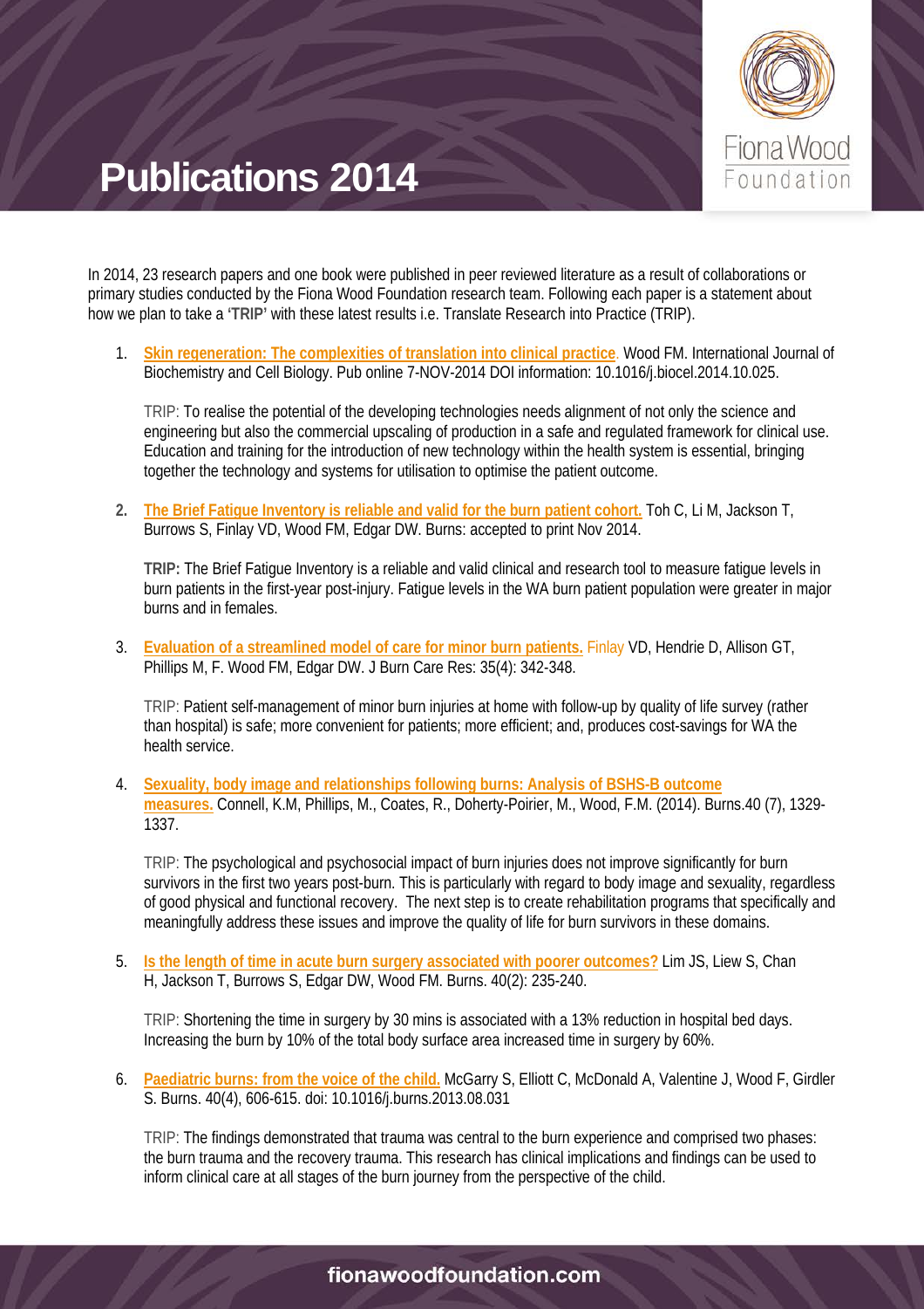# Publications 2014

In 2014, 23 research papers and one book were published in peer reviewed literature as a result of collaborations or primary studies conducted by the Fiona Wood Foundation research team. Following each paper is a statement about how we plan to take a **'TRIP'** with these latest results i.e. Translate Research into Practice (TRIP).

1. **Skin regeneration: The complexities of translation into clinical practice**. Wood FM. International Journal of Biochemistry and Cell Biology. Pub online 7-NOV-2014 DOI information: 10.1016/j.biocel.2014.10.025.

   TRIP: To realise the potential of the developing technologies needs alignment of not only the science and engineering but also the commercial upscaling of production in a safe and regulated framework for clinical use. Education and training for the introduction of new technology within the health system is essential, bringing together the technology and systems for utilisation to optimise the patient outcome.

2. **The Brief Fatigue Inventory is reliable and valid for the burn patient cohort.** Toh C, Li M, Jackson T, Burrows S, Finlay VD, Wood FM, Edgar DW. Burns: accepted to print Nov 2014.

   **TRIP:** The Brief Fatigue Inventory is a reliable and valid clinical and research tool to measure fatigue levels in burn patients in the first-year post-injury. Fatigue levels in the WA burn patient population were greater in major burns and in females.

3. **Evaluation of a streamlined model of care for minor burn patients.** Finlay VD, Hendrie D, Allison GT, Phillips M, F. Wood FM, Edgar DW. J Burn Care Res: 35(4): 342-348.

   TRIP: Patient self-management of minor burn injuries at home with follow-up by quality of life survey (rather than hospital) is safe; more convenient for patients; more efficient; and, produces cost-savings for WA the health service.

4. **Sexuality, body image and relationships following burns: Analysis of BSHS-B outcome measures.** Connell, K.M, Phillips, M., Coates, R., Doherty-Poirier, M., Wood, F.M. (2014). Burns.40 (7), 1329-1337.

   TRIP: The psychological and psychosocial impact of burn injuries does not improve significantly for burn survivors in the first two years post-burn. This is particularly with regard to body image and sexuality, regardless of good physical and functional recovery. The next step is to create rehabilitation programs that specifically and meaningfully address these issues and improve the quality of life for burn survivors in these domains.

5. **Is the length of time in acute burn surgery associated with poorer outcomes?** Lim JS, Liew S, Chan H, Jackson T, Burrows S, Edgar DW, Wood FM. Burns. 40(2): 235-240.

   TRIP: Shortening the time in surgery by 30 mins is associated with a 13% reduction in hospital bed days. Increasing the burn by 10% of the total body surface area increased time in surgery by 60%.

6. **Paediatric burns: from the voice of the child.** McGarry S, Elliott C, McDonald A, Valentine J, Wood F, Girdler S. Burns. 40(4), 606-615. doi: 10.1016/j.burns.2013.08.031

   TRIP: The findings demonstrated that trauma was central to the burn experience and comprised two phases: the burn trauma and the recovery trauma. This research has clinical implications and findings can be used to inform clinical care at all stages of the burn journey from the perspective of the child.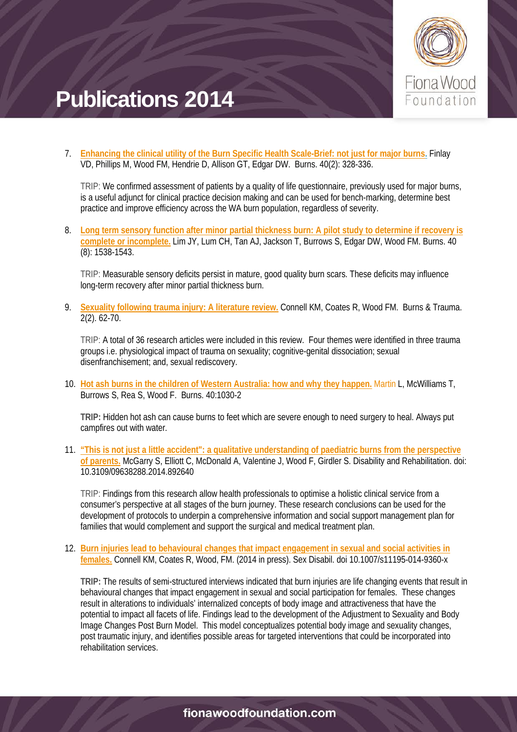# Publications 2014

7. **Enhancing the clinical utility of the Burn Specific Health Scale-Brief: not just for major burns.** Finlay VD, Phillips M, Wood FM, Hendrie D, Allison GT, Edgar DW. Burns. 40(2): 328-336.

   TRIP: We confirmed assessment of patients by a quality of life questionnaire, previously used for major burns, is a useful adjunct for clinical practice decision making and can be used for bench-marking, determine best practice and improve efficiency across the WA burn population, regardless of severity.

8. **Long term sensory function after minor partial thickness burn: A pilot study to determine if recovery is complete or incomplete.** Lim JY, Lum CH, Tan AJ, Jackson T, Burrows S, Edgar DW, Wood FM. Burns. 40 (8): 1538-1543.

   TRIP: Measurable sensory deficits persist in mature, good quality burn scars. These deficits may influence long-term recovery after minor partial thickness burn.

9. **Sexuality following trauma injury: A literature review.** Connell KM, Coates R, Wood FM. Burns & Trauma. 2(2). 62-70.

   TRIP: A total of 36 research articles were included in this review. Four themes were identified in three trauma groups i.e. physiological impact of trauma on sexuality; cognitive-genital dissociation; sexual disenfranchisement; and, sexual rediscovery.

10. **Hot ash burns in the children of Western Australia: how and why they happen.** Martin L, McWilliams T, Burrows S, Rea S, Wood F. Burns. 40:1030-2

    **TRIP:** Hidden hot ash can cause burns to feet which are severe enough to need surgery to heal. Always put campfires out with water.

11. **"This is not just a little accident": a qualitative understanding of paediatric burns from the perspective of parents.** McGarry S, Elliott C, McDonald A, Valentine J, Wood F, Girdler S. Disability and Rehabilitation. doi: 10.3109/09638288.2014.892640

    TRIP: Findings from this research allow health professionals to optimise a holistic clinical service from a consumer's perspective at all stages of the burn journey. These research conclusions can be used for the development of protocols to underpin a comprehensive information and social support management plan for families that would complement and support the surgical and medical treatment plan.

12. **Burn injuries lead to behavioural changes that impact engagement in sexual and social activities in females.** Connell KM, Coates R, Wood, FM. (2014 in press). Sex Disabil. doi 10.1007/s11195-014-9360-x

    **TRIP:** The results of semi-structured interviews indicated that burn injuries are life changing events that result in behavioural changes that impact engagement in sexual and social participation for females. These changes result in alterations to individuals' internalized concepts of body image and attractiveness that have the potential to impact all facets of life. Findings lead to the development of the Adjustment to Sexuality and Body Image Changes Post Burn Model. This model conceptualizes potential body image and sexuality changes, post traumatic injury, and identifies possible areas for targeted interventions that could be incorporated into rehabilitation services.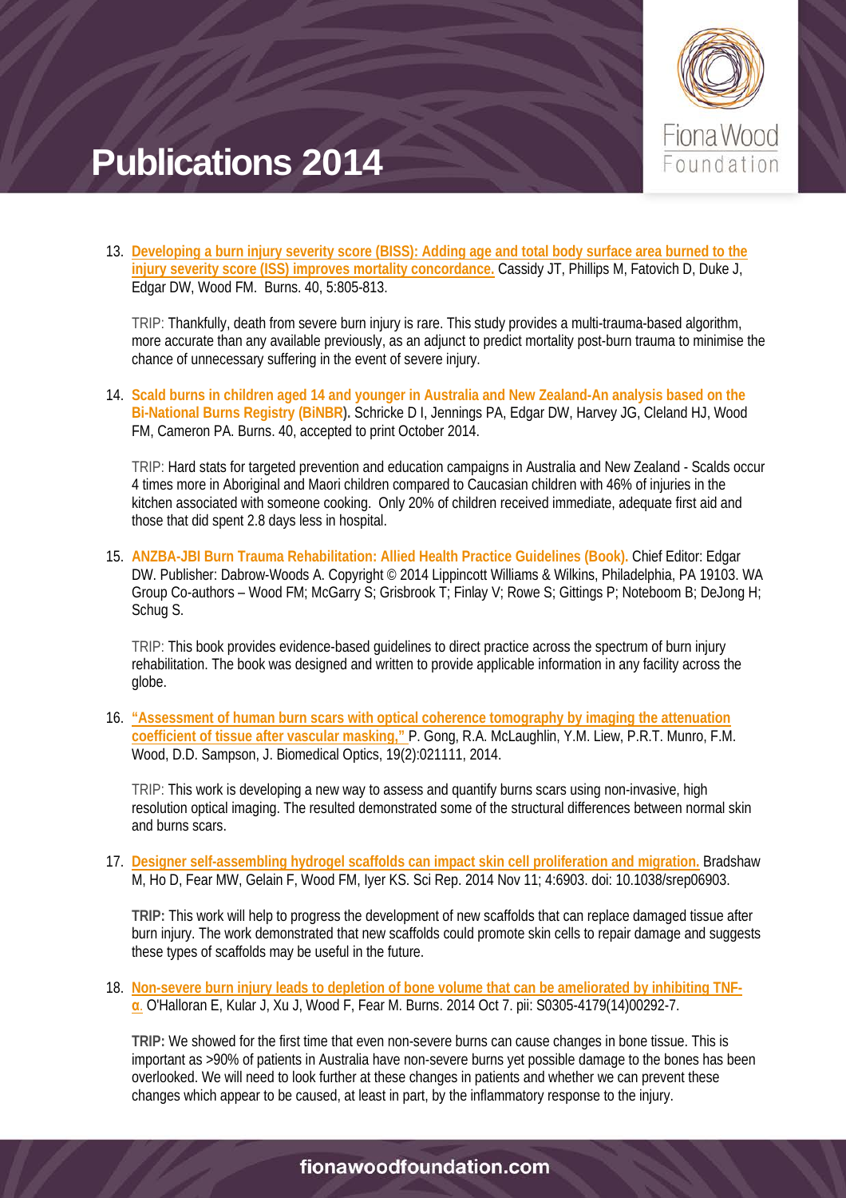# Publications 2014

13. **Developing a burn injury severity score (BISS): Adding age and total body surface area burned to the injury severity score (ISS) improves mortality concordance.** Cassidy JT, Phillips M, Fatovich D, Duke J, Edgar DW, Wood FM. Burns. 40, 5:805-813.

    TRIP: Thankfully, death from severe burn injury is rare. This study provides a multi-trauma-based algorithm, more accurate than any available previously, as an adjunct to predict mortality post-burn trauma to minimise the chance of unnecessary suffering in the event of severe injury.

14. **Scald burns in children aged 14 and younger in Australia and New Zealand-An analysis based on the Bi-National Burns Registry (BiNBR).** Schricke D I, Jennings PA, Edgar DW, Harvey JG, Cleland HJ, Wood FM, Cameron PA. Burns. 40, accepted to print October 2014.

    TRIP: Hard stats for targeted prevention and education campaigns in Australia and New Zealand - Scalds occur 4 times more in Aboriginal and Maori children compared to Caucasian children with 46% of injuries in the kitchen associated with someone cooking. Only 20% of children received immediate, adequate first aid and those that did spent 2.8 days less in hospital.

15. **ANZBA-JBI Burn Trauma Rehabilitation: Allied Health Practice Guidelines (Book).** Chief Editor: Edgar DW. Publisher: Dabrow-Woods A. Copyright © 2014 Lippincott Williams & Wilkins, Philadelphia, PA 19103. WA Group Co-authors – Wood FM; McGarry S; Grisbrook T; Finlay V; Rowe S; Gittings P; Noteboom B; DeJong H; Schug S.

    TRIP: This book provides evidence-based guidelines to direct practice across the spectrum of burn injury rehabilitation. The book was designed and written to provide applicable information in any facility across the globe.

16. **"Assessment of human burn scars with optical coherence tomography by imaging the attenuation coefficient of tissue after vascular masking,"** P. Gong, R.A. McLaughlin, Y.M. Liew, P.R.T. Munro, F.M. Wood, D.D. Sampson, J. Biomedical Optics, 19(2):021111, 2014.

    TRIP: This work is developing a new way to assess and quantify burns scars using non-invasive, high resolution optical imaging. The resulted demonstrated some of the structural differences between normal skin and burns scars.

17. **Designer self-assembling hydrogel scaffolds can impact skin cell proliferation and migration.** Bradshaw M, Ho D, Fear MW, Gelain F, Wood FM, Iyer KS. Sci Rep. 2014 Nov 11; 4:6903. doi: 10.1038/srep06903.

    **TRIP:** This work will help to progress the development of new scaffolds that can replace damaged tissue after burn injury. The work demonstrated that new scaffolds could promote skin cells to repair damage and suggests these types of scaffolds may be useful in the future.

18. **Non-severe burn injury leads to depletion of bone volume that can be ameliorated by inhibiting TNF-α.** O'Halloran E, Kular J, Xu J, Wood F, Fear M. Burns. 2014 Oct 7. pii: S0305-4179(14)00292-7.

    **TRIP:** We showed for the first time that even non-severe burns can cause changes in bone tissue. This is important as >90% of patients in Australia have non-severe burns yet possible damage to the bones has been overlooked. We will need to look further at these changes in patients and whether we can prevent these changes which appear to be caused, at least in part, by the inflammatory response to the injury.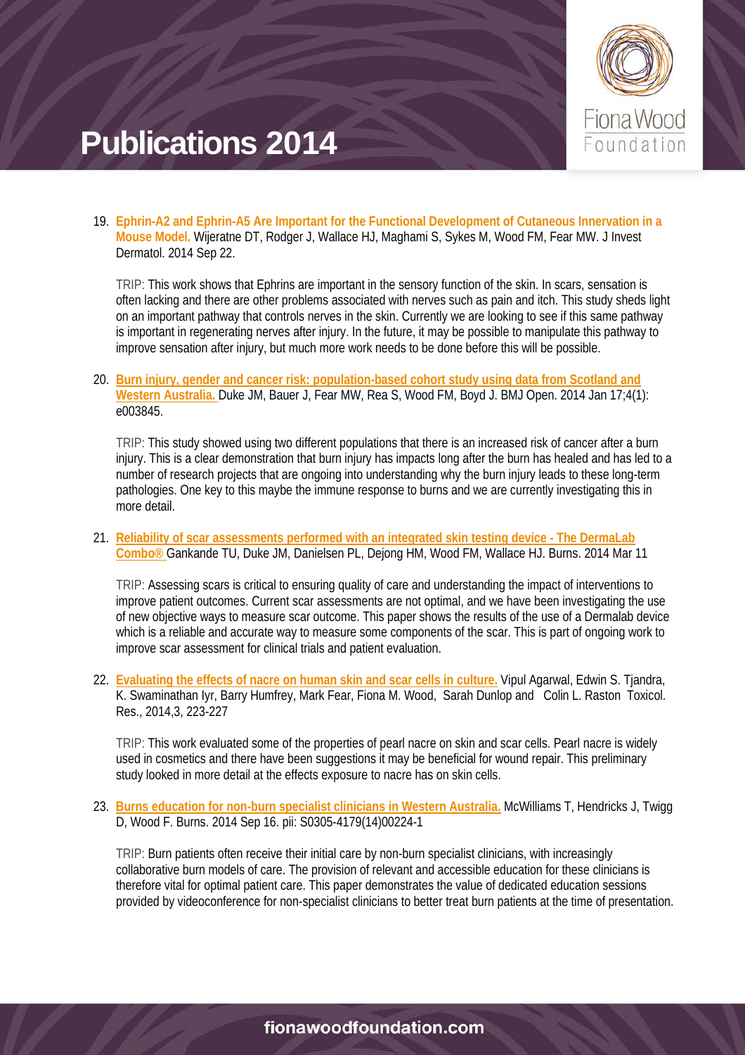# Publications 2014

19. **Ephrin-A2 and Ephrin-A5 Are Important for the Functional Development of Cutaneous Innervation in a Mouse Model.** Wijeratne DT, Rodger J, Wallace HJ, Maghami S, Sykes M, Wood FM, Fear MW. J Invest Dermatol. 2014 Sep 22.

    TRIP: This work shows that Ephrins are important in the sensory function of the skin. In scars, sensation is often lacking and there are other problems associated with nerves such as pain and itch. This study sheds light on an important pathway that controls nerves in the skin. Currently we are looking to see if this same pathway is important in regenerating nerves after injury. In the future, it may be possible to manipulate this pathway to improve sensation after injury, but much more work needs to be done before this will be possible.

20. **Burn injury, gender and cancer risk: population-based cohort study using data from Scotland and Western Australia.** Duke JM, Bauer J, Fear MW, Rea S, Wood FM, Boyd J. BMJ Open. 2014 Jan 17;4(1): e003845.

    TRIP: This study showed using two different populations that there is an increased risk of cancer after a burn injury. This is a clear demonstration that burn injury has impacts long after the burn has healed and has led to a number of research projects that are ongoing into understanding why the burn injury leads to these long-term pathologies. One key to this maybe the immune response to burns and we are currently investigating this in more detail.

21. **Reliability of scar assessments performed with an integrated skin testing device - The DermaLab Combo®** Gankande TU, Duke JM, Danielsen PL, Dejong HM, Wood FM, Wallace HJ. Burns. 2014 Mar 11

    TRIP: Assessing scars is critical to ensuring quality of care and understanding the impact of interventions to improve patient outcomes. Current scar assessments are not optimal, and we have been investigating the use of new objective ways to measure scar outcome. This paper shows the results of the use of a Dermalab device which is a reliable and accurate way to measure some components of the scar. This is part of ongoing work to improve scar assessment for clinical trials and patient evaluation.

22. **Evaluating the effects of nacre on human skin and scar cells in culture.** Vipul Agarwal, Edwin S. Tjandra, K. Swaminathan Iyr, Barry Humfrey, Mark Fear, Fiona M. Wood, Sarah Dunlop and Colin L. Raston Toxicol. Res., 2014,3, 223-227

    TRIP: This work evaluated some of the properties of pearl nacre on skin and scar cells. Pearl nacre is widely used in cosmetics and there have been suggestions it may be beneficial for wound repair. This preliminary study looked in more detail at the effects exposure to nacre has on skin cells.

23. **Burns education for non-burn specialist clinicians in Western Australia.** McWilliams T, Hendricks J, Twigg D, Wood F. Burns. 2014 Sep 16. pii: S0305-4179(14)00224-1

    TRIP: Burn patients often receive their initial care by non-burn specialist clinicians, with increasingly collaborative burn models of care. The provision of relevant and accessible education for these clinicians is therefore vital for optimal patient care. This paper demonstrates the value of dedicated education sessions provided by videoconference for non-specialist clinicians to better treat burn patients at the time of presentation.